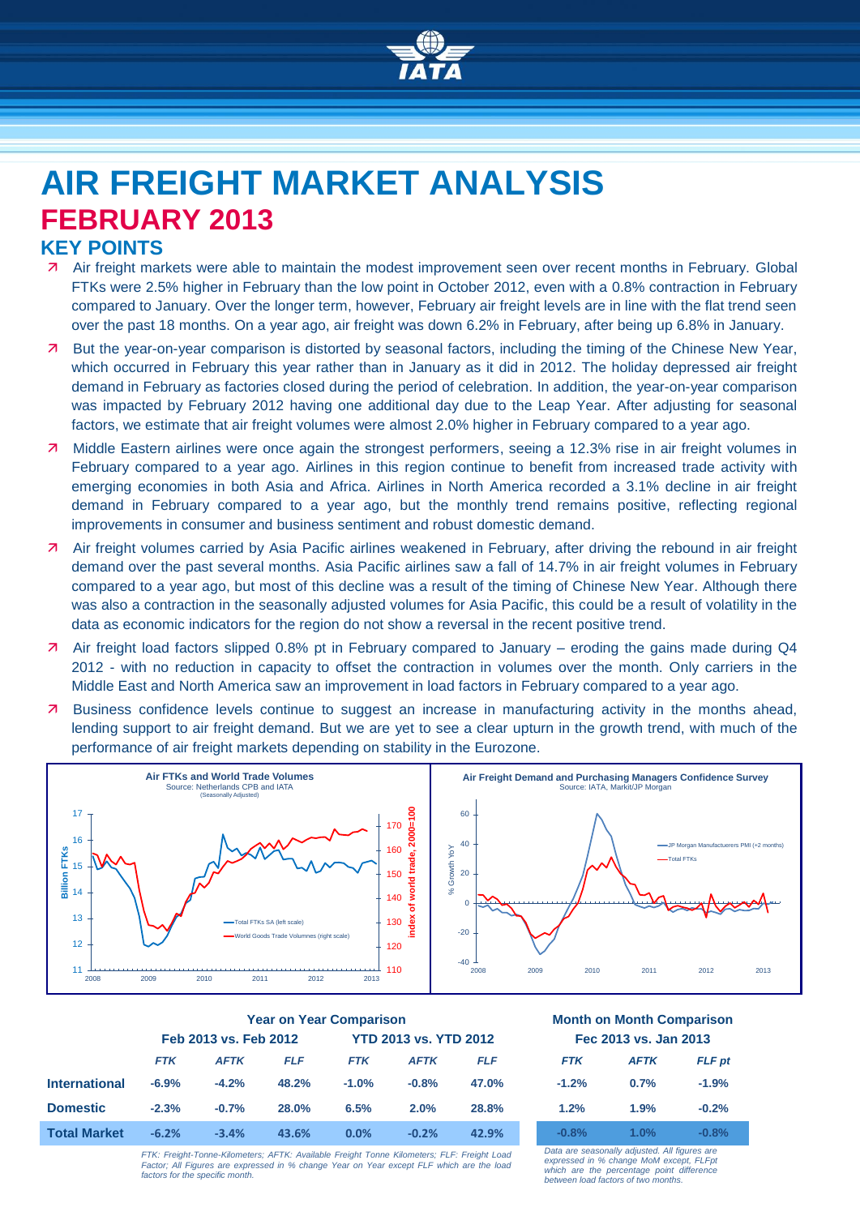# AIR FREIGHT MARKET ANALYSIS

## FEBRUARY 2013

### KEY POINTS

- Air freight markets were able to maintain the modest improvement seen over recent months in February. Global FTKs were 2.5% higher in February than the low point in October 2012, even with a 0.8% contraction in February compared to January. Over the longer term, however, February air freight levels are in line with the flat trend seen over the past 18 months. On a year ago, air freight was down 6.2% in February, after being up 6.8% in January.
- But the year-on-year comparison is distorted by seasonal factors, including the timing of the Chinese New Year, which occurred in February this year rather than in January as it did in 2012. The holiday depressed air freight demand in February as factories closed during the period of celebration. In addition, the year-on-year comparison was impacted by February 2012 having one additional day due to the Leap Year. After adjusting for seasonal factors, we estimate that air freight volumes were almost 2.0% higher in February compared to a year ago.
- Middle Eastern airlines were once again the strongest performers, seeing a 12.3% rise in air freight volumes in February compared to a year ago. Airlines in this region continue to benefit from increased trade activity with emerging economies in both Asia and Africa. Airlines in North America recorded a 3.1% decline in air freight demand in February compared to a year ago, but the monthly trend remains positive, reflecting regional improvements in consumer and business sentiment and robust domestic demand.
- Air freight volumes carried by Asia Pacific airlines weakened in February, after driving the rebound in air freight demand over the past several months. Asia Pacific airlines saw a fall of 14.7% in air freight volumes in February compared to a year ago, but most of this decline was a result of the timing of Chinese New Year. Although there was also a contraction in the seasonally adjusted volumes for Asia Pacific, this could be a result of volatility in the data as economic indicators for the region do not show a reversal in the recent positive trend.
- Air freight load factors slipped 0.8% pt in February compared to January – eroding the gains made during Q4 2012 - with no reduction in capacity to offset the contraction in volumes over the month. Only carriers in the Middle East and North America saw an improvement in load factors in February compared to a year ago.
- Business confidence levels continue to suggest an increase in manufacturing activity in the months ahead, lending support to air freight demand. But we are yet to see a clear upturn in the growth trend, with much of the performance of air freight markets depending on stability in the Eurozone.

**Air FTKs and World Trade Volumes**
Source: Netherlands CPB and IATA
(Seasonally Adjusted)

**Air Freight Demand and Purchasing Managers Confidence Survey**
Source: IATA, Markit/JP Morgan

| | Year on Year Comparison | | | | | | Month on Month Comparison | | |
|---|---|---|---|---|---|---|---|---|---|
| | Feb 2013 vs. Feb 2012 | | | YTD 2013 vs. YTD 2012 | | | Fec 2013 vs. Jan 2013 | | |
| | *FTK* | *AFTK* | *FLF* | *FTK* | *AFTK* | *FLF* | *FTK* | *AFTK* | *FLF pt* |
| **International** | -6.9% | -4.2% | 48.2% | -1.0% | -0.8% | 47.0% | -1.2% | 0.7% | -1.9% |
| **Domestic** | -2.3% | -0.7% | 28.0% | 6.5% | 2.0% | 28.8% | 1.2% | 1.9% | -0.2% |
| **Total Market** | -6.2% | -3.4% | 43.6% | 0.0% | -0.2% | 42.9% | -0.8% | 1.0% | -0.8% |

*FTK: Freight-Tonne-Kilometers; AFTK: Available Freight Tonne Kilometers; FLF: Freight Load Factor; All Figures are expressed in % change Year on Year except FLF which are the load factors for the specific month.*

*Data are seasonally adjusted. All figures are expressed in % change MoM except, FLFpt which are the percentage point difference between load factors of two months.*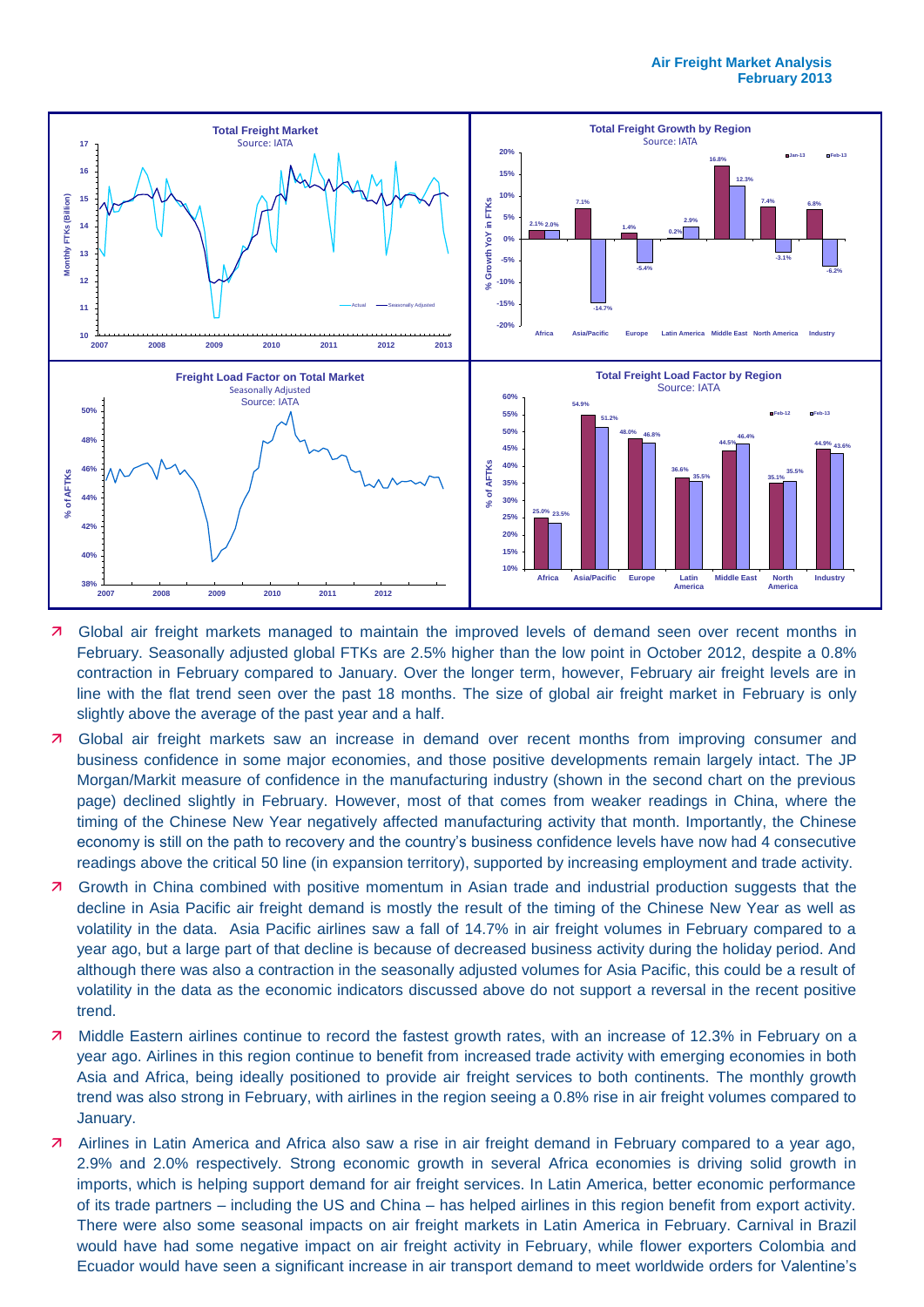- Global air freight markets managed to maintain the improved levels of demand seen over recent months in February. Seasonally adjusted global FTKs are 2.5% higher than the low point in October 2012, despite a 0.8% contraction in February compared to January. Over the longer term, however, February air freight levels are in line with the flat trend seen over the past 18 months. The size of global air freight market in February is only slightly above the average of the past year and a half.
- Global air freight markets saw an increase in demand over recent months from improving consumer and business confidence in some major economies, and those positive developments remain largely intact. The JP Morgan/Markit measure of confidence in the manufacturing industry (shown in the second chart on the previous page) declined slightly in February. However, most of that comes from weaker readings in China, where the timing of the Chinese New Year negatively affected manufacturing activity that month. Importantly, the Chinese economy is still on the path to recovery and the country's business confidence levels have now had 4 consecutive readings above the critical 50 line (in expansion territory), supported by increasing employment and trade activity.
- Growth in China combined with positive momentum in Asian trade and industrial production suggests that the decline in Asia Pacific air freight demand is mostly the result of the timing of the Chinese New Year as well as volatility in the data. Asia Pacific airlines saw a fall of 14.7% in air freight volumes in February compared to a year ago, but a large part of that decline is because of decreased business activity during the holiday period. And although there was also a contraction in the seasonally adjusted volumes for Asia Pacific, this could be a result of volatility in the data as the economic indicators discussed above do not support a reversal in the recent positive trend.
- Middle Eastern airlines continue to record the fastest growth rates, with an increase of 12.3% in February on a year ago. Airlines in this region continue to benefit from increased trade activity with emerging economies in both Asia and Africa, being ideally positioned to provide air freight services to both continents. The monthly growth trend was also strong in February, with airlines in the region seeing a 0.8% rise in air freight volumes compared to January.
- Airlines in Latin America and Africa also saw a rise in air freight demand in February compared to a year ago, 2.9% and 2.0% respectively. Strong economic growth in several Africa economies is driving solid growth in imports, which is helping support demand for air freight services. In Latin America, better economic performance of its trade partners – including the US and China – has helped airlines in this region benefit from export activity. There were also some seasonal impacts on air freight markets in Latin America in February. Carnival in Brazil would have had some negative impact on air freight activity in February, while flower exporters Colombia and Ecuador would have seen a significant increase in air transport demand to meet worldwide orders for Valentine's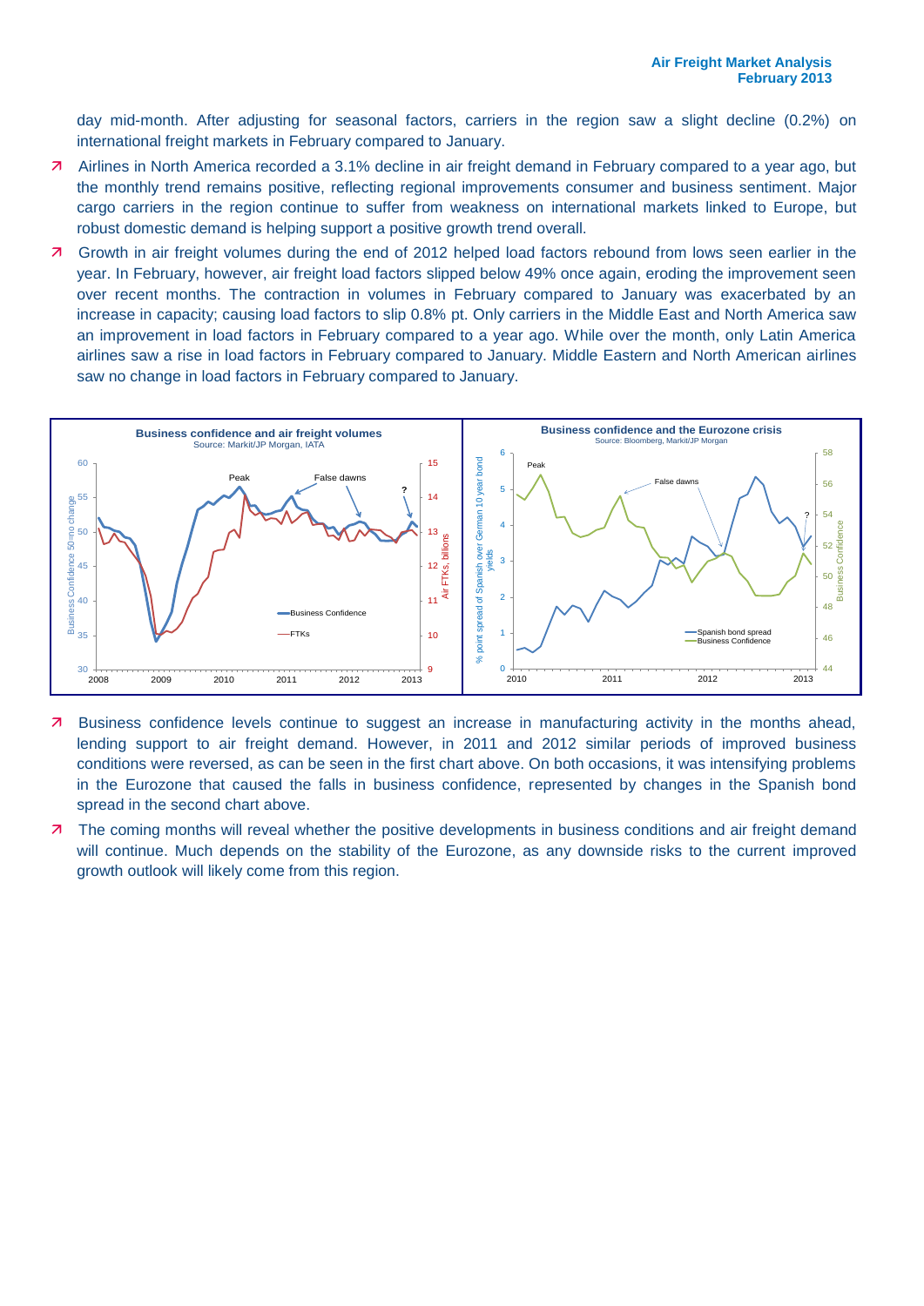day mid-month. After adjusting for seasonal factors, carriers in the region saw a slight decline (0.2%) on international freight markets in February compared to January.

- Airlines in North America recorded a 3.1% decline in air freight demand in February compared to a year ago, but the monthly trend remains positive, reflecting regional improvements consumer and business sentiment. Major cargo carriers in the region continue to suffer from weakness on international markets linked to Europe, but robust domestic demand is helping support a positive growth trend overall.
- Growth in air freight volumes during the end of 2012 helped load factors rebound from lows seen earlier in the year. In February, however, air freight load factors slipped below 49% once again, eroding the improvement seen over recent months. The contraction in volumes in February compared to January was exacerbated by an increase in capacity; causing load factors to slip 0.8% pt. Only carriers in the Middle East and North America saw an improvement in load factors in February compared to a year ago. While over the month, only Latin America airlines saw a rise in load factors in February compared to January. Middle Eastern and North American airlines saw no change in load factors in February compared to January.

**Business confidence and air freight volumes**
Source: Markit/JP Morgan, IATA

**Business confidence and the Eurozone crisis**
Source: Bloomberg, Markit/JP Morgan

- Business confidence levels continue to suggest an increase in manufacturing activity in the months ahead, lending support to air freight demand. However, in 2011 and 2012 similar periods of improved business conditions were reversed, as can be seen in the first chart above. On both occasions, it was intensifying problems in the Eurozone that caused the falls in business confidence, represented by changes in the Spanish bond spread in the second chart above.
- The coming months will reveal whether the positive developments in business conditions and air freight demand will continue. Much depends on the stability of the Eurozone, as any downside risks to the current improved growth outlook will likely come from this region.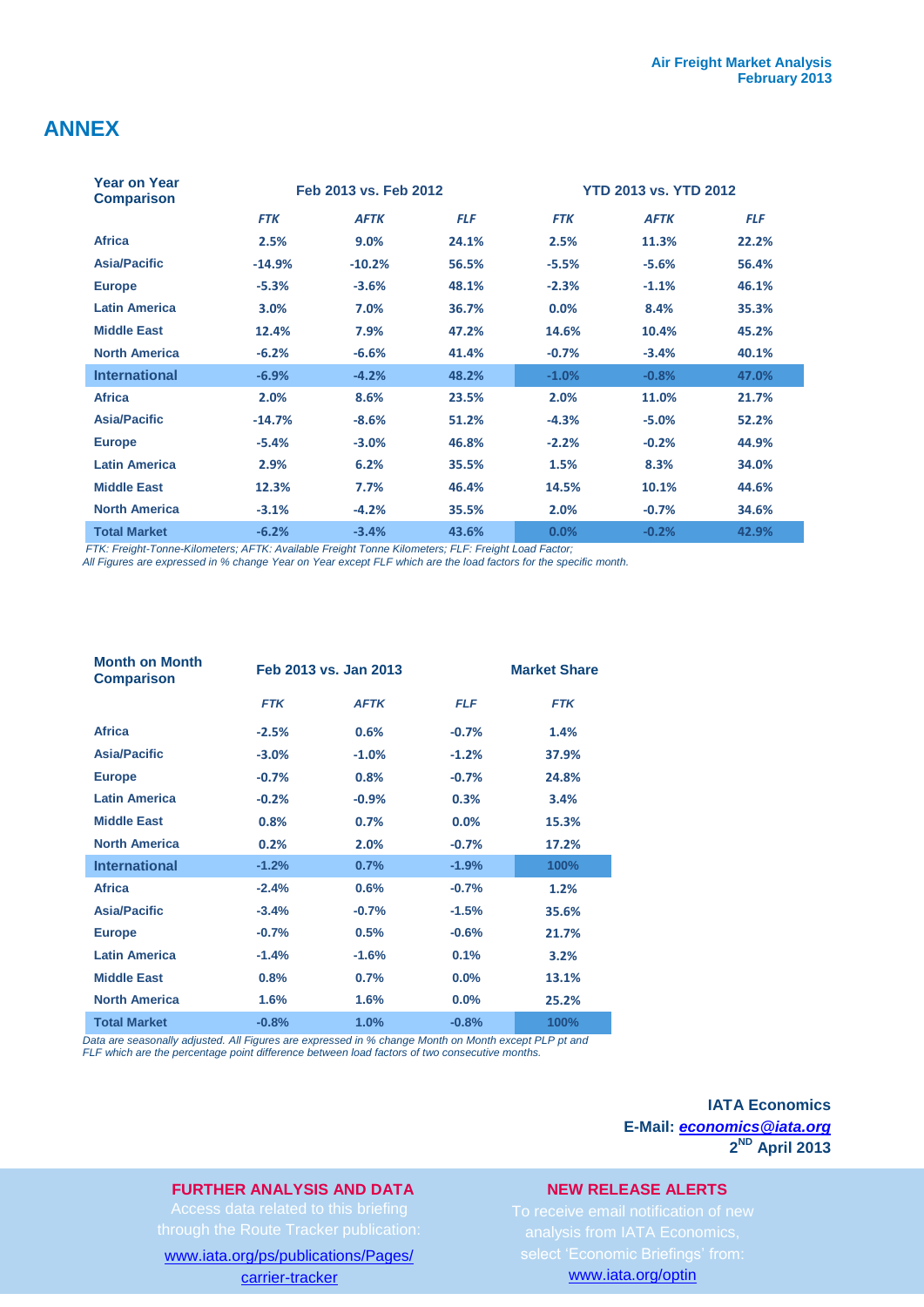## ANNEX

| Year on Year Comparison | Feb 2013 vs. Feb 2012 | | | YTD 2013 vs. YTD 2012 | | |
|---|---|---|---|---|---|---|
| | *FTK* | *AFTK* | *FLF* | *FTK* | *AFTK* | *FLF* |
| **Africa** | 2.5% | 9.0% | 24.1% | 2.5% | 11.3% | 22.2% |
| **Asia/Pacific** | -14.9% | -10.2% | 56.5% | -5.5% | -5.6% | 56.4% |
| **Europe** | -5.3% | -3.6% | 48.1% | -2.3% | -1.1% | 46.1% |
| **Latin America** | 3.0% | 7.0% | 36.7% | 0.0% | 8.4% | 35.3% |
| **Middle East** | 12.4% | 7.9% | 47.2% | 14.6% | 10.4% | 45.2% |
| **North America** | -6.2% | -6.6% | 41.4% | -0.7% | -3.4% | 40.1% |
| **International** | -6.9% | -4.2% | 48.2% | -1.0% | -0.8% | 47.0% |
| **Africa** | 2.0% | 8.6% | 23.5% | 2.0% | 11.0% | 21.7% |
| **Asia/Pacific** | -14.7% | -8.6% | 51.2% | -4.3% | -5.0% | 52.2% |
| **Europe** | -5.4% | -3.0% | 46.8% | -2.2% | -0.2% | 44.9% |
| **Latin America** | 2.9% | 6.2% | 35.5% | 1.5% | 8.3% | 34.0% |
| **Middle East** | 12.3% | 7.7% | 46.4% | 14.5% | 10.1% | 44.6% |
| **North America** | -3.1% | -4.2% | 35.5% | 2.0% | -0.7% | 34.6% |
| **Total Market** | -6.2% | -3.4% | 43.6% | 0.0% | -0.2% | 42.9% |

*FTK: Freight-Tonne-Kilometers; AFTK: Available Freight Tonne Kilometers; FLF: Freight Load Factor;*
*All Figures are expressed in % change Year on Year except FLF which are the load factors for the specific month.*

| Month on Month Comparison | Feb 2013 vs. Jan 2013 | | | Market Share |
|---|---|---|---|---|
| | *FTK* | *AFTK* | *FLF* | *FTK* |
| **Africa** | -2.5% | 0.6% | -0.7% | 1.4% |
| **Asia/Pacific** | -3.0% | -1.0% | -1.2% | 37.9% |
| **Europe** | -0.7% | 0.8% | -0.7% | 24.8% |
| **Latin America** | -0.2% | -0.9% | 0.3% | 3.4% |
| **Middle East** | 0.8% | 0.7% | 0.0% | 15.3% |
| **North America** | 0.2% | 2.0% | -0.7% | 17.2% |
| **International** | -1.2% | 0.7% | -1.9% | 100% |
| **Africa** | -2.4% | 0.6% | -0.7% | 1.2% |
| **Asia/Pacific** | -3.4% | -0.7% | -1.5% | 35.6% |
| **Europe** | -0.7% | 0.5% | -0.6% | 21.7% |
| **Latin America** | -1.4% | -1.6% | 0.1% | 3.2% |
| **Middle East** | 0.8% | 0.7% | 0.0% | 13.1% |
| **North America** | 1.6% | 1.6% | 0.0% | 25.2% |
| **Total Market** | -0.8% | 1.0% | -0.8% | 100% |

*Data are seasonally adjusted. All Figures are expressed in % change Month on Month except PLP pt and FLF which are the percentage point difference between load factors of two consecutive months.*

**IATA Economics**
**E-Mail: *economics@iata.org***
**2ND April 2013**

**FURTHER ANALYSIS AND DATA**

Access data related to this briefing through the Route Tracker publication:

www.iata.org/ps/publications/Pages/carrier-tracker

**NEW RELEASE ALERTS**

To receive email notification of new analysis from IATA Economics, select 'Economic Briefings' from:

www.iata.org/optin